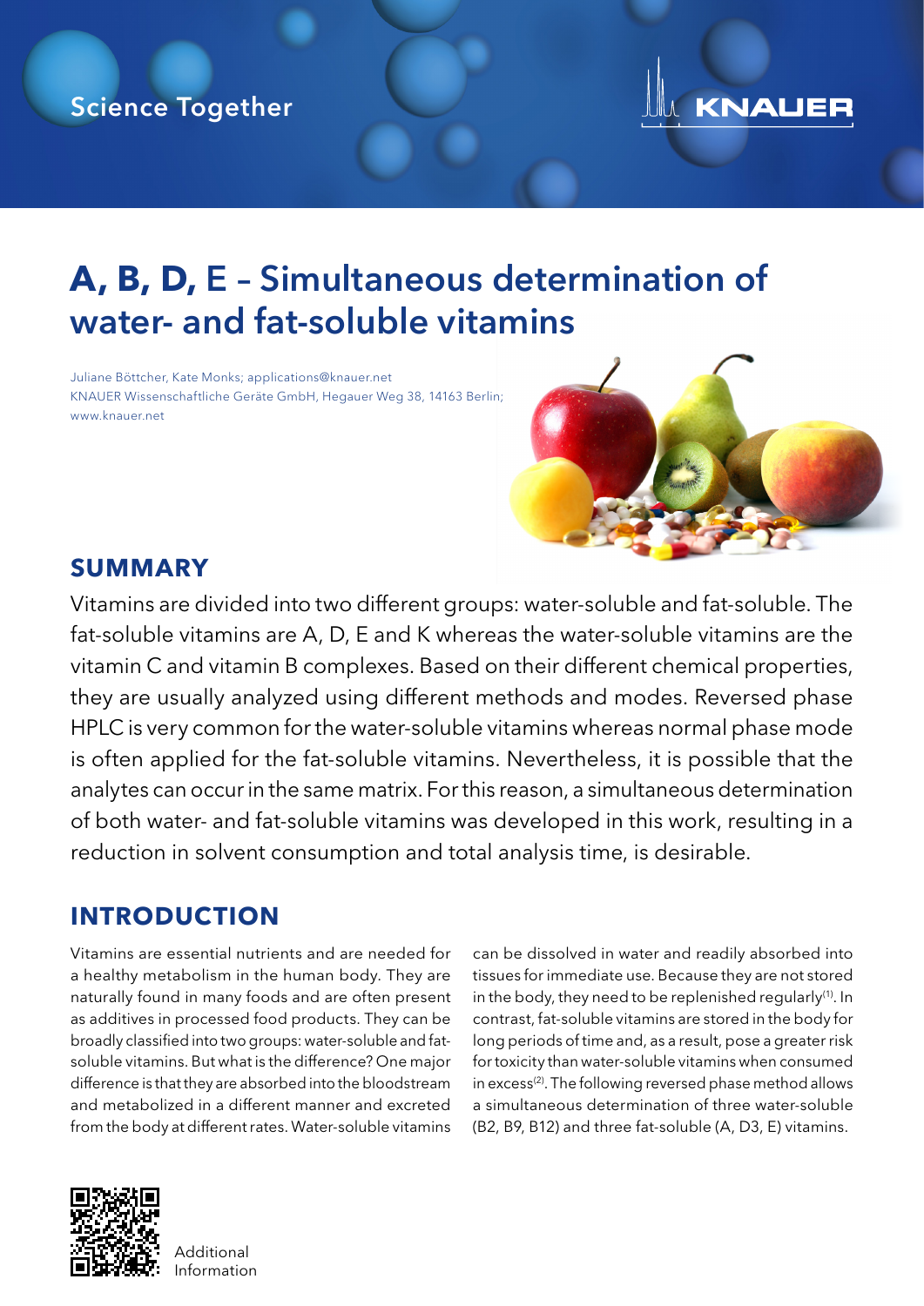Science Together

KNAUER

# A, B, D, E – Simultaneous determination of water- and fat-soluble vitamins

Juliane Böttcher, Kate Monks; applications@knauer.net
KNAUER Wissenschaftliche Geräte GmbH, Hegauer Weg 38, 14163 Berlin; www.knauer.net

## SUMMARY

Vitamins are divided into two different groups: water-soluble and fat-soluble. The fat-soluble vitamins are A, D, E and K whereas the water-soluble vitamins are the vitamin C and vitamin B complexes. Based on their different chemical properties, they are usually analyzed using different methods and modes. Reversed phase HPLC is very common for the water-soluble vitamins whereas normal phase mode is often applied for the fat-soluble vitamins. Nevertheless, it is possible that the analytes can occur in the same matrix. For this reason, a simultaneous determination of both water- and fat-soluble vitamins was developed in this work, resulting in a reduction in solvent consumption and total analysis time, is desirable.

## INTRODUCTION

Vitamins are essential nutrients and are needed for a healthy metabolism in the human body. They are naturally found in many foods and are often present as additives in processed food products. They can be broadly classified into two groups: water-soluble and fat-soluble vitamins. But what is the difference? One major difference is that they are absorbed into the bloodstream and metabolized in a different manner and excreted from the body at different rates. Water-soluble vitamins can be dissolved in water and readily absorbed into tissues for immediate use. Because they are not stored in the body, they need to be replenished regularly[1]. In contrast, fat-soluble vitamins are stored in the body for long periods of time and, as a result, pose a greater risk for toxicity than water-soluble vitamins when consumed in excess[2]. The following reversed phase method allows a simultaneous determination of three water-soluble (B2, B9, B12) and three fat-soluble (A, D3, E) vitamins.

Additional Information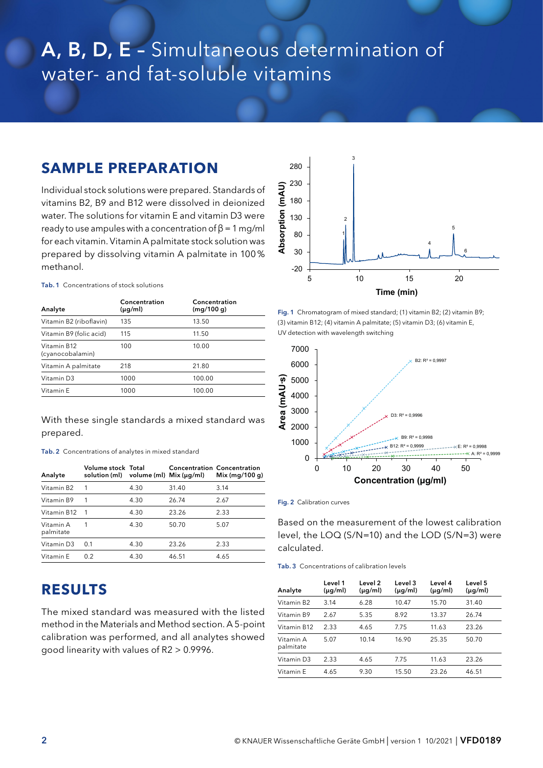# A, B, D, E – Simultaneous determination of water- and fat-soluble vitamins

## SAMPLE PREPARATION

Individual stock solutions were prepared. Standards of vitamins B2, B9 and B12 were dissolved in deionized water. The solutions for vitamin E and vitamin D3 were ready to use ampules with a concentration of β = 1 mg/ml for each vitamin. Vitamin A palmitate stock solution was prepared by dissolving vitamin A palmitate in 100 % methanol.

**Tab. 1** Concentrations of stock solutions

| Analyte | Concentration (µg/ml) | Concentration (mg/100 g) |
|---|---|---|
| Vitamin B2 (riboflavin) | 135 | 13.50 |
| Vitamin B9 (folic acid) | 115 | 11.50 |
| Vitamin B12 (cyanocobalamin) | 100 | 10.00 |
| Vitamin A palmitate | 218 | 21.80 |
| Vitamin D3 | 1000 | 100.00 |
| Vitamin E | 1000 | 100.00 |

With these single standards a mixed standard was prepared.

**Tab. 2** Concentrations of analytes in mixed standard

| Analyte | Volume stock solution (ml) | Total volume (ml) | Concentration Mix (µg/ml) | Concentration Mix (mg/100 g) |
|---|---|---|---|---|
| Vitamin B2 | 1 | 4.30 | 31.40 | 3.14 |
| Vitamin B9 | 1 | 4.30 | 26.74 | 2.67 |
| Vitamin B12 | 1 | 4.30 | 23.26 | 2.33 |
| Vitamin A palmitate | 1 | 4.30 | 50.70 | 5.07 |
| Vitamin D3 | 0.1 | 4.30 | 23.26 | 2.33 |
| Vitamin E | 0.2 | 4.30 | 46.51 | 4.65 |

## RESULTS

The mixed standard was measured with the listed method in the Materials and Method section. A 5-point calibration was performed, and all analytes showed good linearity with values of R2 > 0.9996.

280
230
180
130
80
30
-20
Absorption (mAU)
5
10
15
20
Time (min)
1
2
3
4
5
6

**Fig. 1** Chromatogram of mixed standard; (1) vitamin B2; (2) vitamin B9; (3) vitamin B12; (4) vitamin A palmitate; (5) vitamin D3; (6) vitamin E, UV detection with wavelength switching

7000
6000
5000
4000
3000
2000
1000
0
Area (mAU·s)
0
10
20
30
40
50
Concentration (µg/ml)
B2: R² = 0,9997
D3: R² = 0,9996
B9: R² = 0,9998
B12: R² = 0,9999
E: R² = 0,9998
A: R² = 0,9999

**Fig. 2** Calibration curves

Based on the measurement of the lowest calibration level, the LOQ (S/N=10) and the LOD (S/N=3) were calculated.

**Tab. 3** Concentrations of calibration levels

| Analyte | Level 1 (µg/ml) | Level 2 (µg/ml) | Level 3 (µg/ml) | Level 4 (µg/ml) | Level 5 (µg/ml) |
|---|---|---|---|---|---|
| Vitamin B2 | 3.14 | 6.28 | 10.47 | 15.70 | 31.40 |
| Vitamin B9 | 2.67 | 5.35 | 8.92 | 13.37 | 26.74 |
| Vitamin B12 | 2.33 | 4.65 | 7.75 | 11.63 | 23.26 |
| Vitamin A palmitate | 5.07 | 10.14 | 16.90 | 25.35 | 50.70 |
| Vitamin D3 | 2.33 | 4.65 | 7.75 | 11.63 | 23.26 |
| Vitamin E | 4.65 | 9.30 | 15.50 | 23.26 | 46.51 |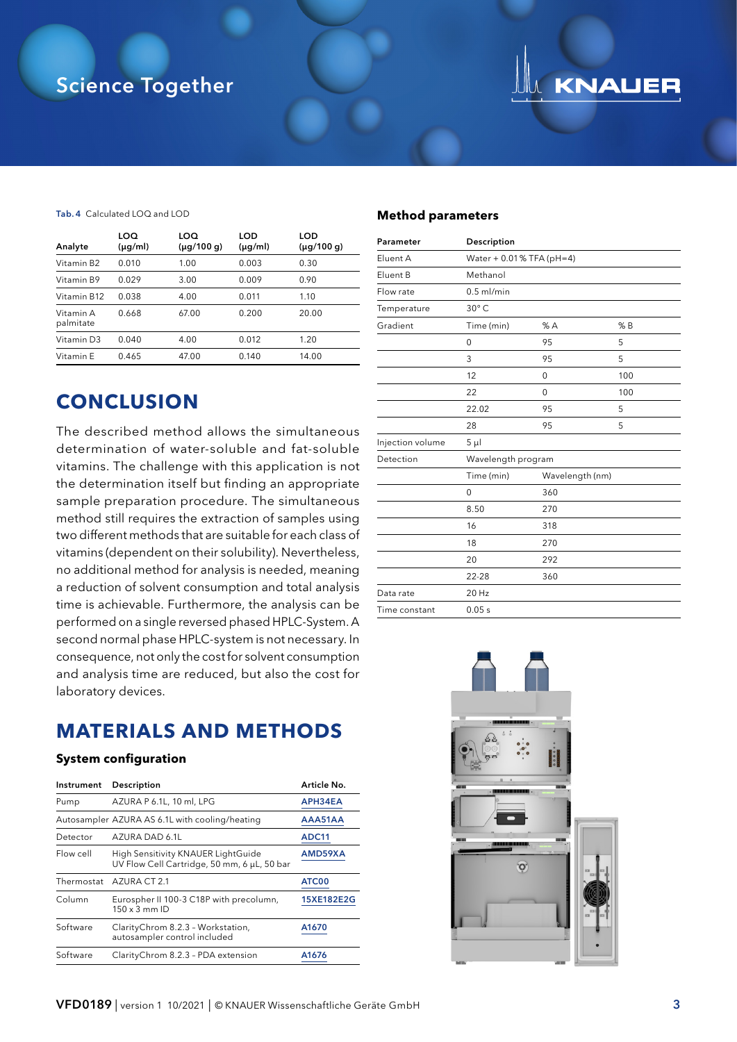**Tab. 4** Calculated LOQ and LOD

| Analyte | LOQ (µg/ml) | LOQ (µg/100 g) | LOD (µg/ml) | LOD (µg/100 g) |
|---|---|---|---|---|
| Vitamin B2 | 0.010 | 1.00 | 0.003 | 0.30 |
| Vitamin B9 | 0.029 | 3.00 | 0.009 | 0.90 |
| Vitamin B12 | 0.038 | 4.00 | 0.011 | 1.10 |
| Vitamin A palmitate | 0.668 | 67.00 | 0.200 | 20.00 |
| Vitamin D3 | 0.040 | 4.00 | 0.012 | 1.20 |
| Vitamin E | 0.465 | 47.00 | 0.140 | 14.00 |

# CONCLUSION

The described method allows the simultaneous determination of water-soluble and fat-soluble vitamins. The challenge with this application is not the determination itself but finding an appropriate sample preparation procedure. The simultaneous method still requires the extraction of samples using two different methods that are suitable for each class of vitamins (dependent on their solubility). Nevertheless, no additional method for analysis is needed, meaning a reduction of solvent consumption and total analysis time is achievable. Furthermore, the analysis can be performed on a single reversed phased HPLC-System. A second normal phase HPLC-system is not necessary. In consequence, not only the cost for solvent consumption and analysis time are reduced, but also the cost for laboratory devices.

# MATERIALS AND METHODS

### System configuration

| Instrument | Description | Article No. |
|---|---|---|
| Pump | AZURA P 6.1L, 10 ml, LPG | APH34EA |
| Autosampler | AZURA AS 6.1L with cooling/heating | AAA51AA |
| Detector | AZURA DAD 6.1L | ADC11 |
| Flow cell | High Sensitivity KNAUER LightGuide UV Flow Cell Cartridge, 50 mm, 6 µL, 50 bar | AMD59XA |
| Thermostat | AZURA CT 2.1 | ATC00 |
| Column | Eurospher II 100-3 C18P with precolumn, 150 x 3 mm ID | 15XE182E2G |
| Software | ClarityChrom 8.2.3 - Workstation, autosampler control included | A1670 |
| Software | ClarityChrom 8.2.3 - PDA extension | A1676 |

### Method parameters

| Parameter | Description | | |
|---|---|---|---|
| Eluent A | Water + 0.01 % TFA (pH=4) | | |
| Eluent B | Methanol | | |
| Flow rate | 0.5 ml/min | | |
| Temperature | 30° C | | |
| Gradient | Time (min) | % A | % B |
| | 0 | 95 | 5 |
| | 3 | 95 | 5 |
| | 12 | 0 | 100 |
| | 22 | 0 | 100 |
| | 22.02 | 95 | 5 |
| | 28 | 95 | 5 |
| Injection volume | 5 µl | | |
| Detection | Wavelength program | | |
| | Time (min) | Wavelength (nm) | |
| | 0 | 360 | |
| | 8.50 | 270 | |
| | 16 | 318 | |
| | 18 | 270 | |
| | 20 | 292 | |
| | 22-28 | 360 | |
| Data rate | 20 Hz | | |
| Time constant | 0.05 s | | |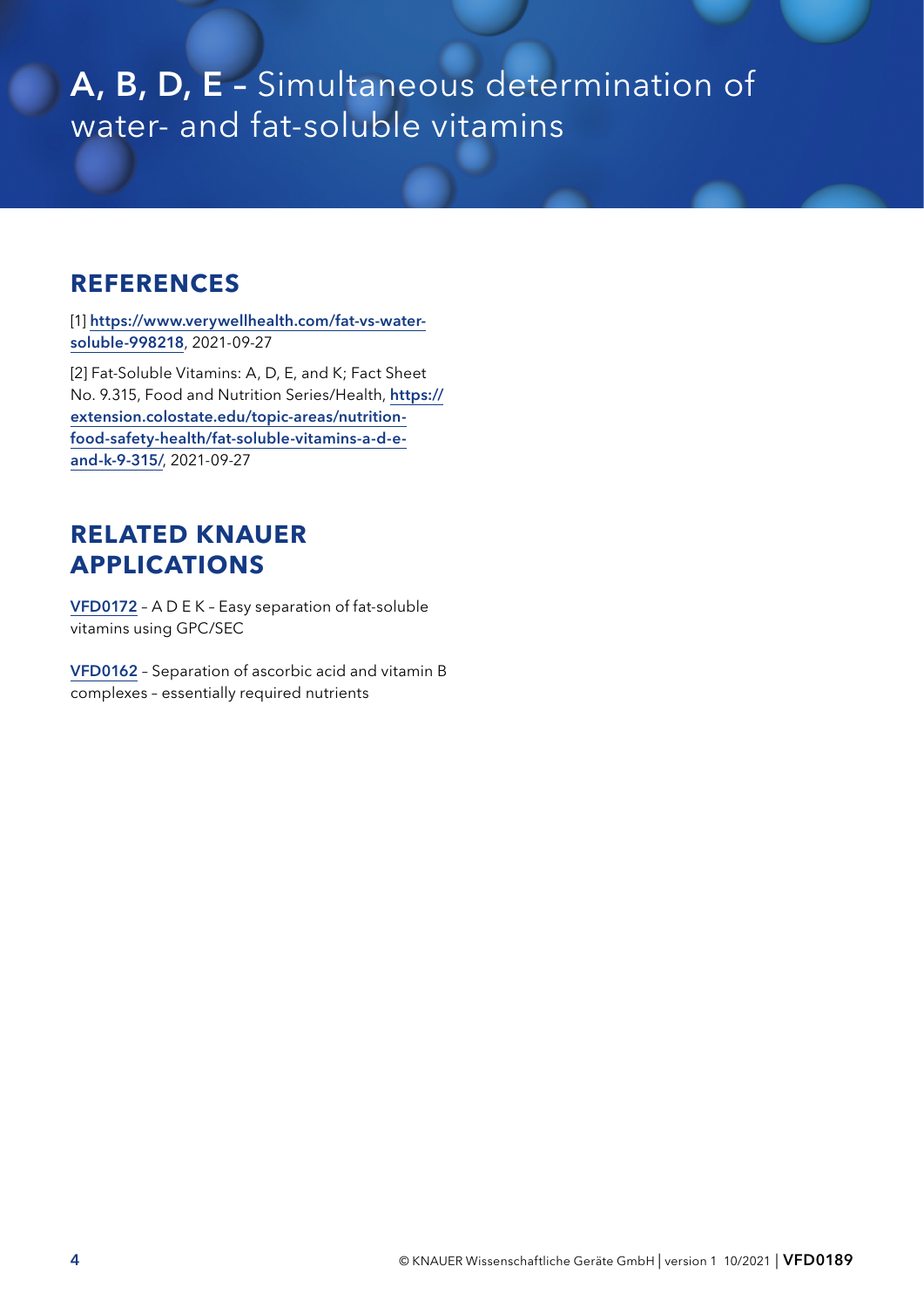# A, B, D, E – Simultaneous determination of water- and fat-soluble vitamins

## REFERENCES

[1] https://www.verywellhealth.com/fat-vs-water-soluble-998218, 2021-09-27

[2] Fat-Soluble Vitamins: A, D, E, and K; Fact Sheet No. 9.315, Food and Nutrition Series/Health, https://extension.colostate.edu/topic-areas/nutrition-food-safety-health/fat-soluble-vitamins-a-d-e-and-k-9-315/, 2021-09-27

## RELATED KNAUER APPLICATIONS

VFD0172 – A D E K – Easy separation of fat-soluble vitamins using GPC/SEC

VFD0162 – Separation of ascorbic acid and vitamin B complexes – essentially required nutrients

© KNAUER Wissenschaftliche Geräte GmbH | version 1 10/2021 | **VFD0189**